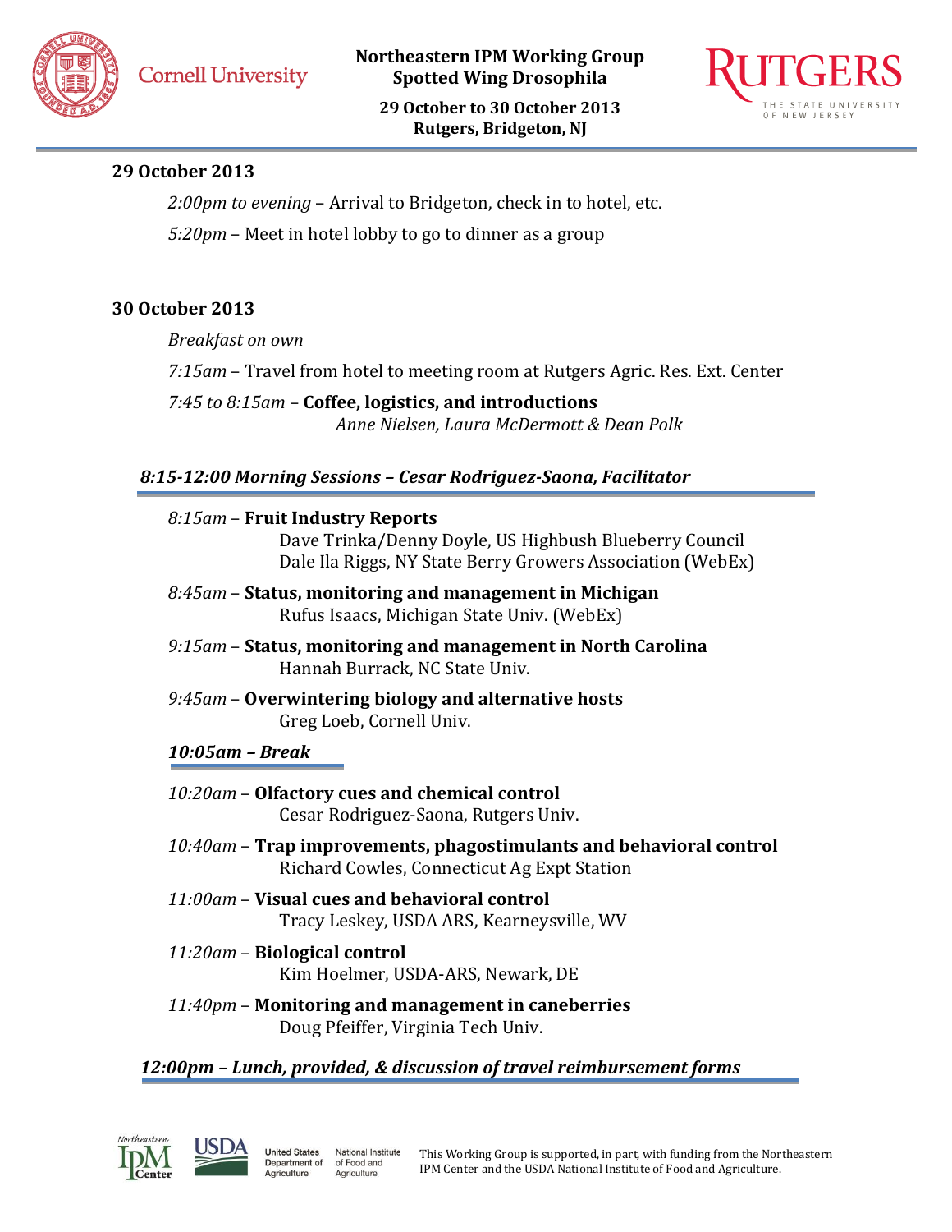# Northeastern IPM Working Group
# Spotted Wing Drosophila

**29 October to 30 October 2013**
**Rutgers, Bridgeton, NJ**

## 29 October 2013

*2:00pm to evening* – Arrival to Bridgeton, check in to hotel, etc.

*5:20pm* – Meet in hotel lobby to go to dinner as a group

## 30 October 2013

*Breakfast on own*

*7:15am* – Travel from hotel to meeting room at Rutgers Agric. Res. Ext. Center

*7:45 to 8:15am* – **Coffee, logistics, and introductions**
*Anne Nielsen, Laura McDermott & Dean Polk*

### *8:15-12:00 Morning Sessions – Cesar Rodriguez-Saona, Facilitator*

*8:15am* – **Fruit Industry Reports**
Dave Trinka/Denny Doyle, US Highbush Blueberry Council
Dale Ila Riggs, NY State Berry Growers Association (WebEx)

*8:45am* – **Status, monitoring and management in Michigan**
Rufus Isaacs, Michigan State Univ. (WebEx)

*9:15am* – **Status, monitoring and management in North Carolina**
Hannah Burrack, NC State Univ.

*9:45am* – **Overwintering biology and alternative hosts**
Greg Loeb, Cornell Univ.

***10:05am – Break***

*10:20am* – **Olfactory cues and chemical control**
Cesar Rodriguez-Saona, Rutgers Univ.

*10:40am* – **Trap improvements, phagostimulants and behavioral control**
Richard Cowles, Connecticut Ag Expt Station

*11:00am* – **Visual cues and behavioral control**
Tracy Leskey, USDA ARS, Kearneysville, WV

*11:20am* – **Biological control**
Kim Hoelmer, USDA-ARS, Newark, DE

*11:40pm* – **Monitoring and management in caneberries**
Doug Pfeiffer, Virginia Tech Univ.

### *12:00pm – Lunch, provided, & discussion of travel reimbursement forms*

This Working Group is supported, in part, with funding from the Northeastern IPM Center and the USDA National Institute of Food and Agriculture.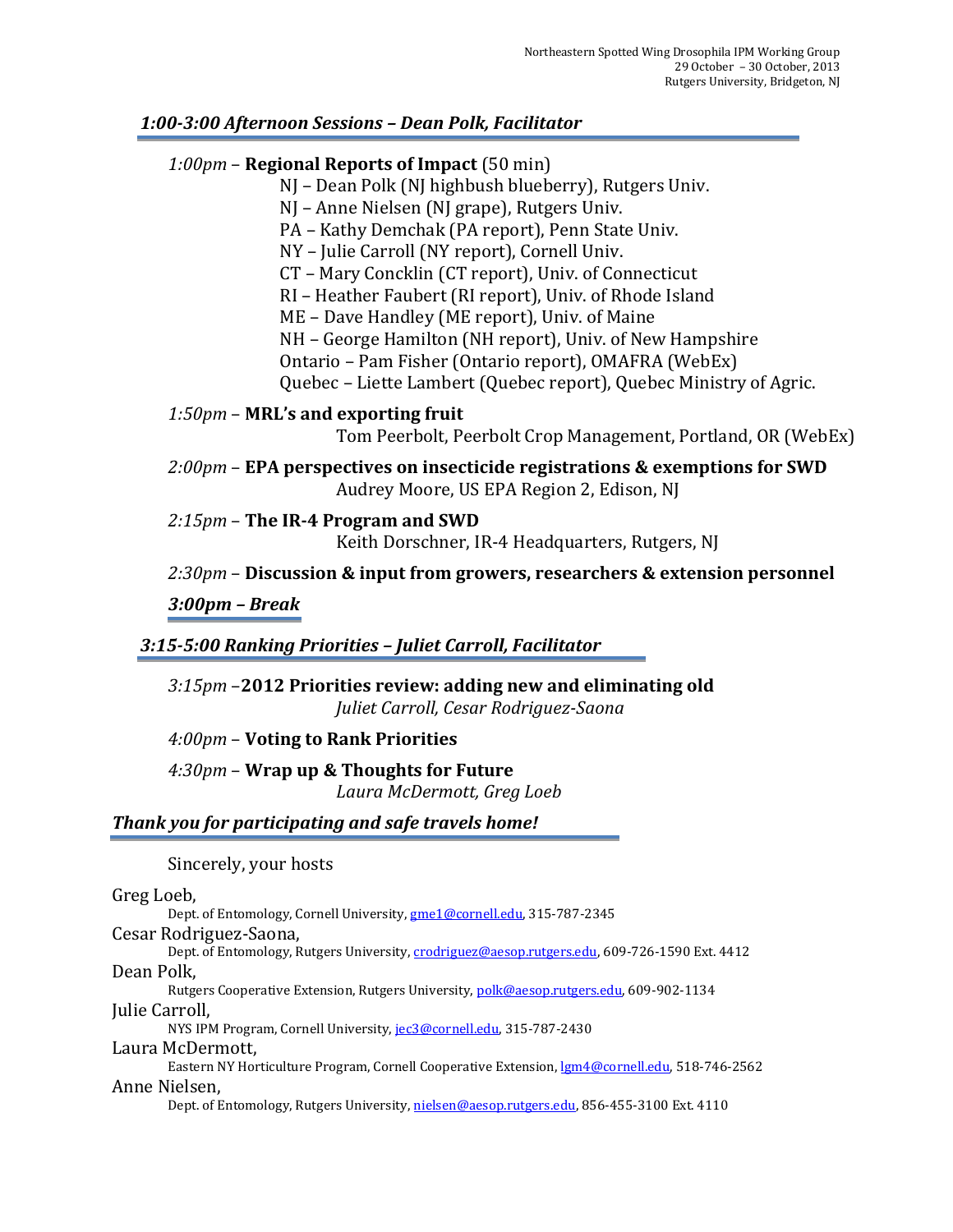### *1:00-3:00 Afternoon Sessions – Dean Polk, Facilitator*

*1:00pm* – **Regional Reports of Impact** (50 min)

NJ – Dean Polk (NJ highbush blueberry), Rutgers Univ.
NJ – Anne Nielsen (NJ grape), Rutgers Univ.
PA – Kathy Demchak (PA report), Penn State Univ.
NY – Julie Carroll (NY report), Cornell Univ.
CT – Mary Concklin (CT report), Univ. of Connecticut
RI – Heather Faubert (RI report), Univ. of Rhode Island
ME – Dave Handley (ME report), Univ. of Maine
NH – George Hamilton (NH report), Univ. of New Hampshire
Ontario – Pam Fisher (Ontario report), OMAFRA (WebEx)
Quebec – Liette Lambert (Quebec report), Quebec Ministry of Agric.

*1:50pm* – **MRL's and exporting fruit**
Tom Peerbolt, Peerbolt Crop Management, Portland, OR (WebEx)

*2:00pm* – **EPA perspectives on insecticide registrations & exemptions for SWD**
Audrey Moore, US EPA Region 2, Edison, NJ

*2:15pm* – **The IR-4 Program and SWD**
Keith Dorschner, IR-4 Headquarters, Rutgers, NJ

*2:30pm* – **Discussion & input from growers, researchers & extension personnel**

***3:00pm – Break***

### *3:15-5:00 Ranking Priorities – Juliet Carroll, Facilitator*

*3:15pm* –**2012 Priorities review: adding new and eliminating old**
*Juliet Carroll, Cesar Rodriguez-Saona*

*4:00pm* – **Voting to Rank Priorities**

*4:30pm* – **Wrap up & Thoughts for Future**
*Laura McDermott, Greg Loeb*

### *Thank you for participating and safe travels home!*

Sincerely, your hosts

Greg Loeb,
Dept. of Entomology, Cornell University, gme1@cornell.edu, 315-787-2345

Cesar Rodriguez-Saona,
Dept. of Entomology, Rutgers University, crodriguez@aesop.rutgers.edu, 609-726-1590 Ext. 4412

Dean Polk,
Rutgers Cooperative Extension, Rutgers University, polk@aesop.rutgers.edu, 609-902-1134

Julie Carroll,
NYS IPM Program, Cornell University, jec3@cornell.edu, 315-787-2430

Laura McDermott,
Eastern NY Horticulture Program, Cornell Cooperative Extension, lgm4@cornell.edu, 518-746-2562

Anne Nielsen,
Dept. of Entomology, Rutgers University, nielsen@aesop.rutgers.edu, 856-455-3100 Ext. 4110